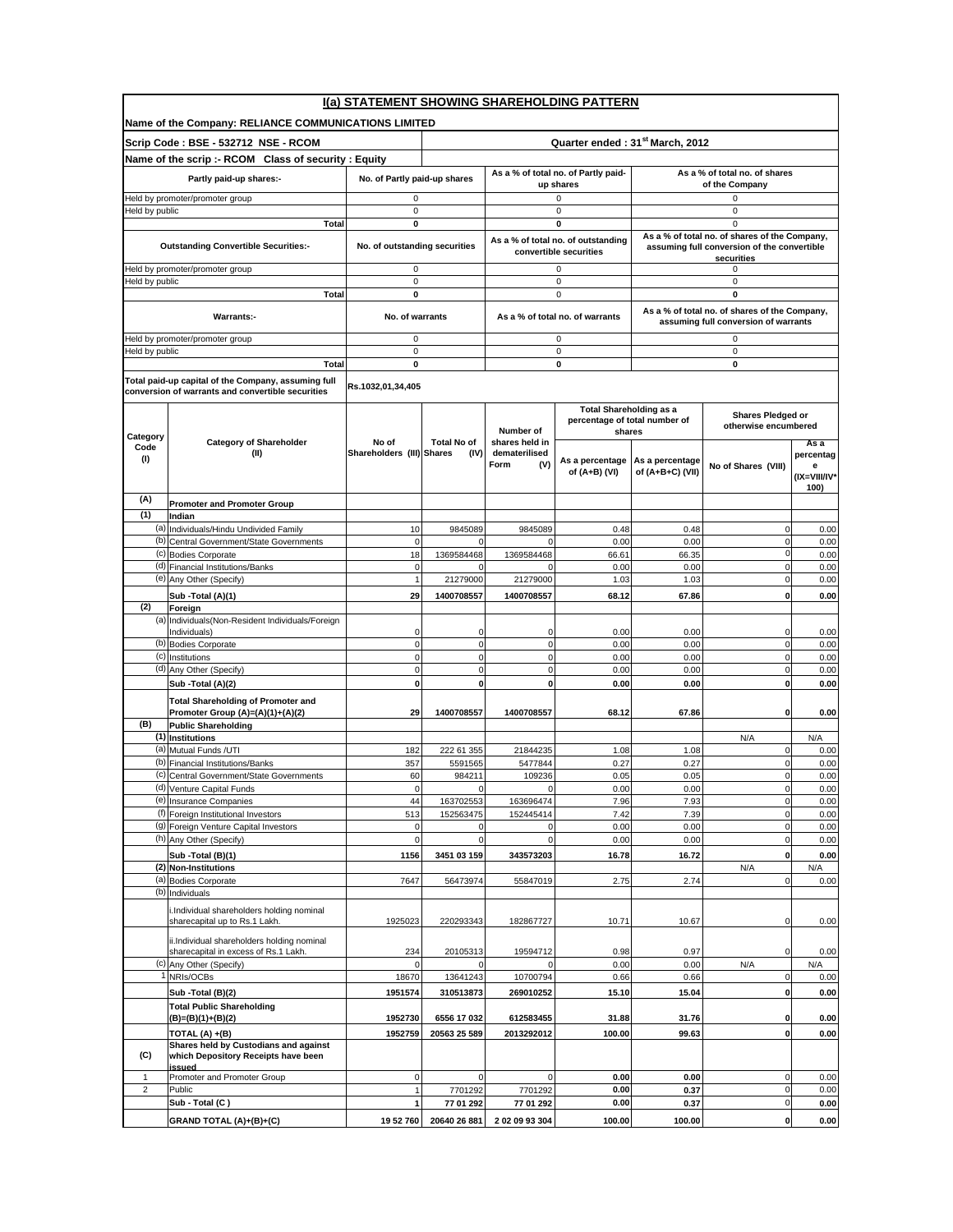# I(a) STATEMENT SHOWING SHAREHOLDING PATTERN

**Name of the Company: RELIANCE COMMUNICATIONS LIMITED**

**Scrip Code : BSE - 532712 NSE - RCOM** | **Quarter ended : 31[st] March, 2012**

**Name of the scrip :- RCOM Class of security : Equity**

| Partly paid-up shares:- | No. of Partly paid-up shares | As a % of total no. of Partly paid-up shares | As a % of total no. of shares of the Company |
|---|---|---|---|
| Held by promoter/promoter group | 0 | 0 | 0 |
| Held by public | 0 | 0 | 0 |
| **Total** | **0** | **0** | 0 |

| Outstanding Convertible Securities:- | No. of outstanding securities | As a % of total no. of outstanding convertible securities | As a % of total no. of shares of the Company, assuming full conversion of the convertible securities |
|---|---|---|---|
| Held by promoter/promoter group | 0 | 0 | 0 |
| Held by public | 0 | 0 | 0 |
| **Total** | **0** | 0 | **0** |

| Warrants:- | No. of warrants | As a % of total no. of warrants | As a % of total no. of shares of the Company, assuming full conversion of warrants |
|---|---|---|---|
| Held by promoter/promoter group | 0 | 0 | 0 |
| Held by public | 0 | 0 | 0 |
| **Total** | **0** | **0** | **0** |

**Total paid-up capital of the Company, assuming full conversion of warrants and convertible securities** Rs.1032,01,34,405

| Category Code (I) | Category of Shareholder (II) | No of Shareholders (III) | Total No of Shares (IV) | Number of shares held in dematerilised Form (V) | Total Shareholding as a percentage of total number of shares | | Shares Pledged or otherwise encumbered | |
|---|---|---|---|---|---|---|---|---|
| | | | | | As a percentage of (A+B) (VI) | As a percentage of (A+B+C) (VII) | No of Shares (VIII) | As a percentage (IX=VIII/IV*100) |
| **(A)** | **Promoter and Promoter Group** | | | | | | | |
| **(1)** | **Indian** | | | | | | | |
| (a) | Individuals/Hindu Undivided Family | 10 | 9845089 | 9845089 | 0.48 | 0.48 | 0 | 0.00 |
| (b) | Central Government/State Governments | 0 | 0 | 0 | 0.00 | 0.00 | 0 | 0.00 |
| (c) | Bodies Corporate | 18 | 1369584468 | 1369584468 | 66.61 | 66.35 | 0 | 0.00 |
| (d) | Financial Institutions/Banks | 0 | 0 | 0 | 0.00 | 0.00 | 0 | 0.00 |
| (e) | Any Other (Specify) | 1 | 21279000 | 21279000 | 1.03 | 1.03 | 0 | 0.00 |
| | **Sub -Total (A)(1)** | **29** | **1400708557** | **1400708557** | **68.12** | **67.86** | **0** | **0.00** |
| **(2)** | **Foreign** | | | | | | | |
| (a) | Individuals(Non-Resident Individuals/Foreign Individuals) | 0 | 0 | 0 | 0.00 | 0.00 | 0 | 0.00 |
| (b) | Bodies Corporate | 0 | 0 | 0 | 0.00 | 0.00 | 0 | 0.00 |
| (c) | Institutions | 0 | 0 | 0 | 0.00 | 0.00 | 0 | 0.00 |
| (d) | Any Other (Specify) | 0 | 0 | 0 | 0.00 | 0.00 | 0 | 0.00 |
| | **Sub -Total (A)(2)** | **0** | **0** | **0** | **0.00** | **0.00** | **0** | **0.00** |
| | **Total Shareholding of Promoter and Promoter Group (A)=(A)(1)+(A)(2)** | **29** | **1400708557** | **1400708557** | **68.12** | **67.86** | **0** | **0.00** |
| **(B)** | **Public Shareholding** | | | | | | | |
| **(1)** | **Institutions** | | | | | | N/A | N/A |
| (a) | Mutual Funds /UTI | 182 | 222 61 355 | 21844235 | 1.08 | 1.08 | 0 | 0.00 |
| (b) | Financial Institutions/Banks | 357 | 5591565 | 5477844 | 0.27 | 0.27 | 0 | 0.00 |
| (c) | Central Government/State Governments | 60 | 984211 | 109236 | 0.05 | 0.05 | 0 | 0.00 |
| (d) | Venture Capital Funds | 0 | 0 | 0 | 0.00 | 0.00 | 0 | 0.00 |
| (e) | Insurance Companies | 44 | 163702553 | 163696474 | 7.96 | 7.93 | 0 | 0.00 |
| (f) | Foreign Institutional Investors | 513 | 152563475 | 152445414 | 7.42 | 7.39 | 0 | 0.00 |
| (g) | Foreign Venture Capital Investors | 0 | 0 | 0 | 0.00 | 0.00 | 0 | 0.00 |
| (h) | Any Other (Specify) | 0 | 0 | 0 | 0.00 | 0.00 | 0 | 0.00 |
| | **Sub -Total (B)(1)** | **1156** | **3451 03 159** | **343573203** | **16.78** | **16.72** | **0** | **0.00** |
| **(2)** | **Non-Institutions** | | | | | | N/A | N/A |
| (a) | Bodies Corporate | 7647 | 56473974 | 55847019 | 2.75 | 2.74 | 0 | 0.00 |
| (b) | Individuals | | | | | | | |
| | i.Individual shareholders holding nominal sharecapital up to Rs.1 Lakh. | 1925023 | 220293343 | 182867727 | 10.71 | 10.67 | 0 | 0.00 |
| | ii.Individual shareholders holding nominal sharecapital in excess of Rs.1 Lakh. | 234 | 20105313 | 19594712 | 0.98 | 0.97 | 0 | 0.00 |
| (c) | Any Other (Specify) | 0 | 0 | 0 | 0.00 | 0.00 | N/A | N/A |
| 1 | NRIs/OCBs | 18670 | 13641243 | 10700794 | 0.66 | 0.66 | 0 | 0.00 |
| | **Sub -Total (B)(2)** | **1951574** | **310513873** | **269010252** | **15.10** | **15.04** | **0** | **0.00** |
| | **Total Public Shareholding (B)=(B)(1)+(B)(2)** | **1952730** | **6556 17 032** | **612583455** | **31.88** | **31.76** | **0** | **0.00** |
| | **TOTAL (A) +(B)** | **1952759** | **20563 25 589** | **2013292012** | **100.00** | **99.63** | **0** | **0.00** |
| **(C)** | **Shares held by Custodians and against which Depository Receipts have been issued** | | | | | | | |
| 1 | Promoter and Promoter Group | 0 | 0 | 0 | **0.00** | **0.00** | 0 | 0.00 |
| 2 | Public | 1 | 7701292 | 7701292 | **0.00** | **0.37** | 0 | 0.00 |
| | **Sub - Total (C )** | **1** | **77 01 292** | **77 01 292** | **0.00** | **0.37** | 0 | **0.00** |
| | **GRAND TOTAL (A)+(B)+(C)** | **19 52 760** | **20640 26 881** | **2 02 09 93 304** | **100.00** | **100.00** | **0** | **0.00** |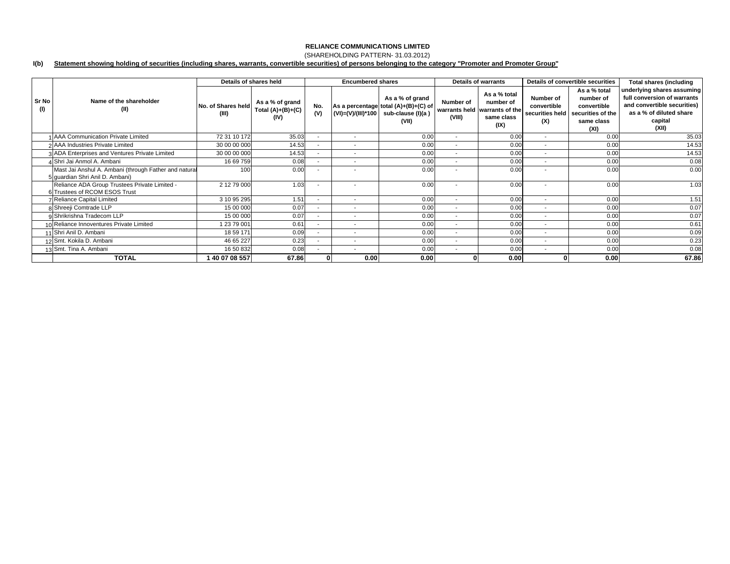**RELIANCE COMMUNICATIONS LIMITED**

(SHAREHOLDING PATTERN- 31.03.2012)

**I(b) Statement showing holding of securities (including shares, warrants, convertible securities) of persons belonging to the category "Promoter and Promoter Group"**

| Sr No (I) | Name of the shareholder (II) | Details of shares held | | Encumbered shares | | | Details of warrants | | Details of convertible securities | | Total shares (including underlying shares assuming full conversion of warrants and convertible securities) as a % of diluted share capital (XII) |
|---|---|---|---|---|---|---|---|---|---|---|---|
| | | No. of Shares held (III) | As a % of grand Total (A)+(B)+(C) (IV) | No. (V) | As a percentage (VI)=(V)/(III)*100 | As a % of grand total (A)+(B)+(C) of sub-clause (I)(a ) (VII) | Number of warrants held (VIII) | As a % total number of warrants of the same class (IX) | Number of convertible securities held (X) | As a % total number of convertible securities of the same class (XI) | |
| 1 | AAA Communication Private Limited | 72 31 10 172 | 35.03 | - | - | 0.00 | - | 0.00 | - | 0.00 | 35.03 |
| 2 | AAA Industries Private Limited | 30 00 00 000 | 14.53 | - | - | 0.00 | - | 0.00 | - | 0.00 | 14.53 |
| 3 | ADA Enterprises and Ventures Private Limited | 30 00 00 000 | 14.53 | - | - | 0.00 | - | 0.00 | - | 0.00 | 14.53 |
| 4 | Shri Jai Anmol A. Ambani | 16 69 759 | 0.08 | - | - | 0.00 | - | 0.00 | - | 0.00 | 0.08 |
| 5 | Mast Jai Anshul A. Ambani (through Father and natural guardian Shri Anil D. Ambani) | 100 | 0.00 | - | - | 0.00 | - | 0.00 | - | 0.00 | 0.00 |
| 6 | Reliance ADA Group Trustees Private Limited - Trustees of RCOM ESOS Trust | 2 12 79 000 | 1.03 | - | - | 0.00 | - | 0.00 | - | 0.00 | 1.03 |
| 7 | Reliance Capital Limited | 3 10 95 295 | 1.51 | - | - | 0.00 | - | 0.00 | - | 0.00 | 1.51 |
| 8 | Shreeji Comtrade LLP | 15 00 000 | 0.07 | - | - | 0.00 | - | 0.00 | - | 0.00 | 0.07 |
| 9 | Shrikrishna Tradecom LLP | 15 00 000 | 0.07 | - | - | 0.00 | - | 0.00 | - | 0.00 | 0.07 |
| 10 | Reliance Innoventures Private Limited | 1 23 79 001 | 0.61 | - | - | 0.00 | - | 0.00 | - | 0.00 | 0.61 |
| 11 | Shri Anil D. Ambani | 18 59 171 | 0.09 | - | - | 0.00 | - | 0.00 | - | 0.00 | 0.09 |
| 12 | Smt. Kokila D. Ambani | 46 65 227 | 0.23 | - | - | 0.00 | - | 0.00 | - | 0.00 | 0.23 |
| 13 | Smt. Tina A. Ambani | 16 50 832 | 0.08 | - | - | 0.00 | - | 0.00 | - | 0.00 | 0.08 |
| | **TOTAL** | **1 40 07 08 557** | **67.86** | **0** | **0.00** | **0.00** | **0** | **0.00** | **0** | **0.00** | **67.86** |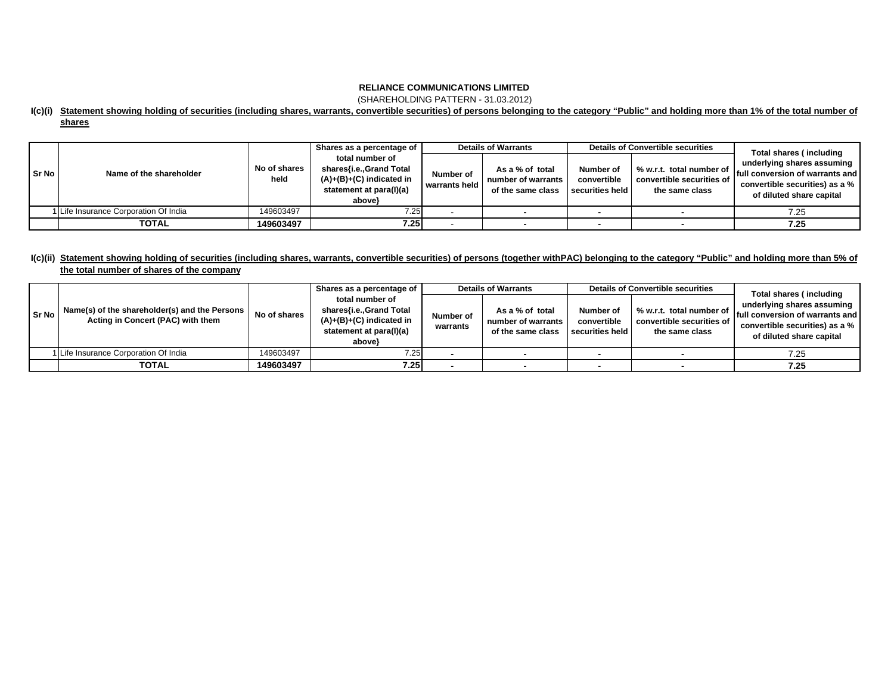**RELIANCE COMMUNICATIONS LIMITED**

(SHAREHOLDING PATTERN - 31.03.2012)

**I(c)(i) Statement showing holding of securities (including shares, warrants, convertible securities) of persons belonging to the category "Public" and holding more than 1% of the total number of shares**

| Sr No | Name of the shareholder | No of shares held | Shares as a percentage of total number of shares{i.e.,Grand Total (A)+(B)+(C) indicated in statement at para(I)(a) above} | Details of Warrants | | Details of Convertible securities | | Total shares ( including underlying shares assuming full conversion of warrants and convertible securities) as a % of diluted share capital |
|---|---|---|---|---|---|---|---|---|
| | | | | Number of warrants held | As a % of total number of warrants of the same class | Number of convertible securities held | % w.r.t. total number of convertible securities of the same class | |
| 1 | Life Insurance Corporation Of India | 149603497 | 7.25 | - | - | - | - | 7.25 |
| | **TOTAL** | **149603497** | **7.25** | - | - | - | - | **7.25** |

**I(c)(ii) Statement showing holding of securities (including shares, warrants, convertible securities) of persons (together withPAC) belonging to the category "Public" and holding more than 5% of the total number of shares of the company**

| Sr No | Name(s) of the shareholder(s) and the Persons Acting in Concert (PAC) with them | No of shares | Shares as a percentage of total number of shares{i.e.,Grand Total (A)+(B)+(C) indicated in statement at para(I)(a) above} | Details of Warrants | | Details of Convertible securities | | Total shares ( including underlying shares assuming full conversion of warrants and convertible securities) as a % of diluted share capital |
|---|---|---|---|---|---|---|---|---|
| | | | | Number of warrants | As a % of total number of warrants of the same class | Number of convertible securities held | % w.r.t. total number of convertible securities of the same class | |
| 1 | Life Insurance Corporation Of India | 149603497 | 7.25 | - | - | - | - | 7.25 |
| | **TOTAL** | **149603497** | **7.25** | - | - | - | - | **7.25** |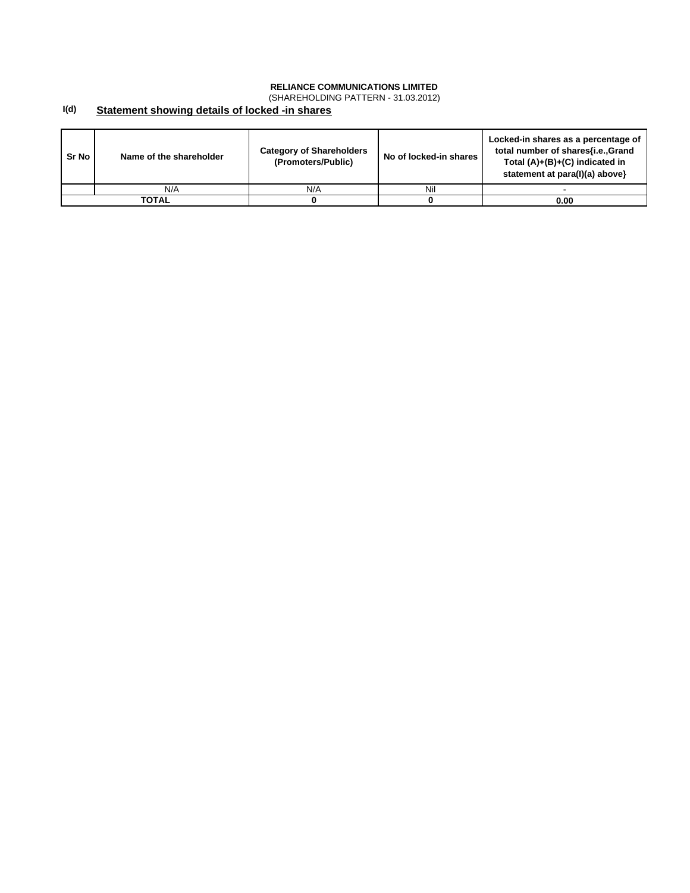**RELIANCE COMMUNICATIONS LIMITED**

(SHAREHOLDING PATTERN - 31.03.2012)

**I(d)** **Statement showing details of locked -in shares**

| Sr No | Name of the shareholder | Category of Shareholders (Promoters/Public) | No of locked-in shares | Locked-in shares as a percentage of total number of shares{i.e.,Grand Total (A)+(B)+(C) indicated in statement at para(I)(a) above} |
|---|---|---|---|---|
| | N/A | N/A | Nil | - |
| **TOTAL** | | **0** | **0** | **0.00** |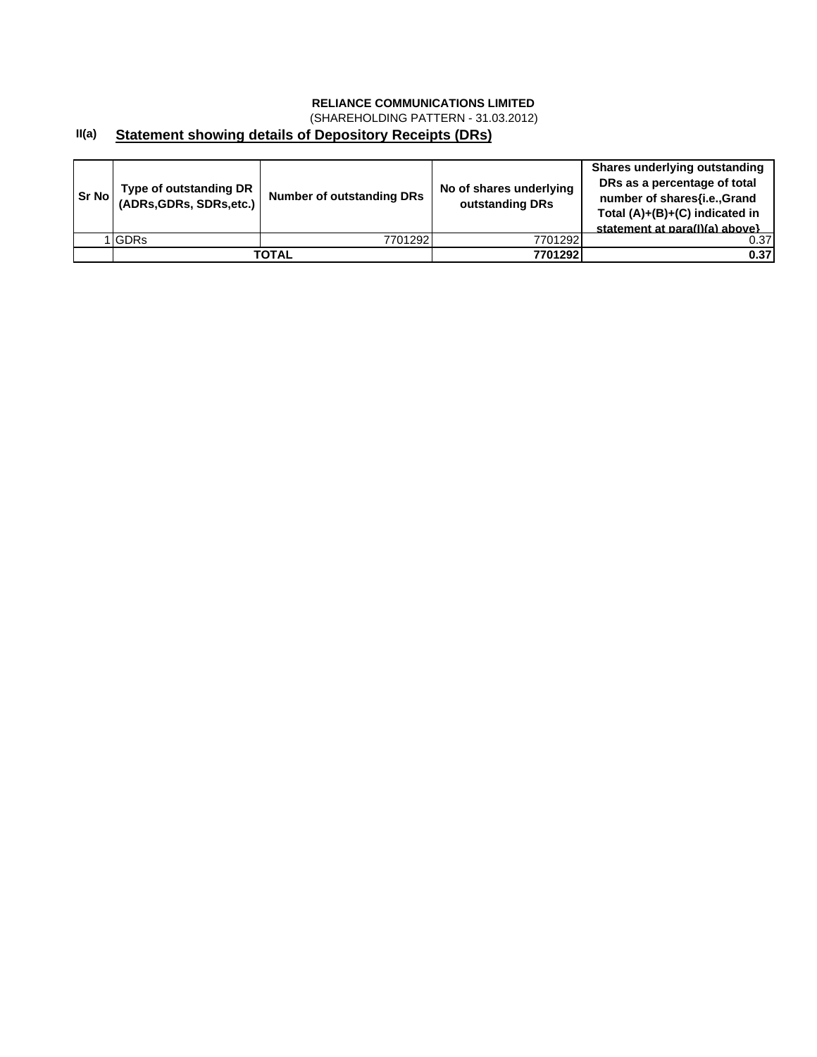**RELIANCE COMMUNICATIONS LIMITED**

(SHAREHOLDING PATTERN - 31.03.2012)

## II(a) Statement showing details of Depository Receipts (DRs)

| Sr No | Type of outstanding DR (ADRs,GDRs, SDRs,etc.) | Number of outstanding DRs | No of shares underlying outstanding DRs | Shares underlying outstanding DRs as a percentage of total number of shares{i.e.,Grand Total (A)+(B)+(C) indicated in statement at para(I)(a) above} |
|---|---|---|---|---|
| 1 | GDRs | 7701292 | 7701292 | 0.37 |
| | **TOTAL** | | **7701292** | **0.37** |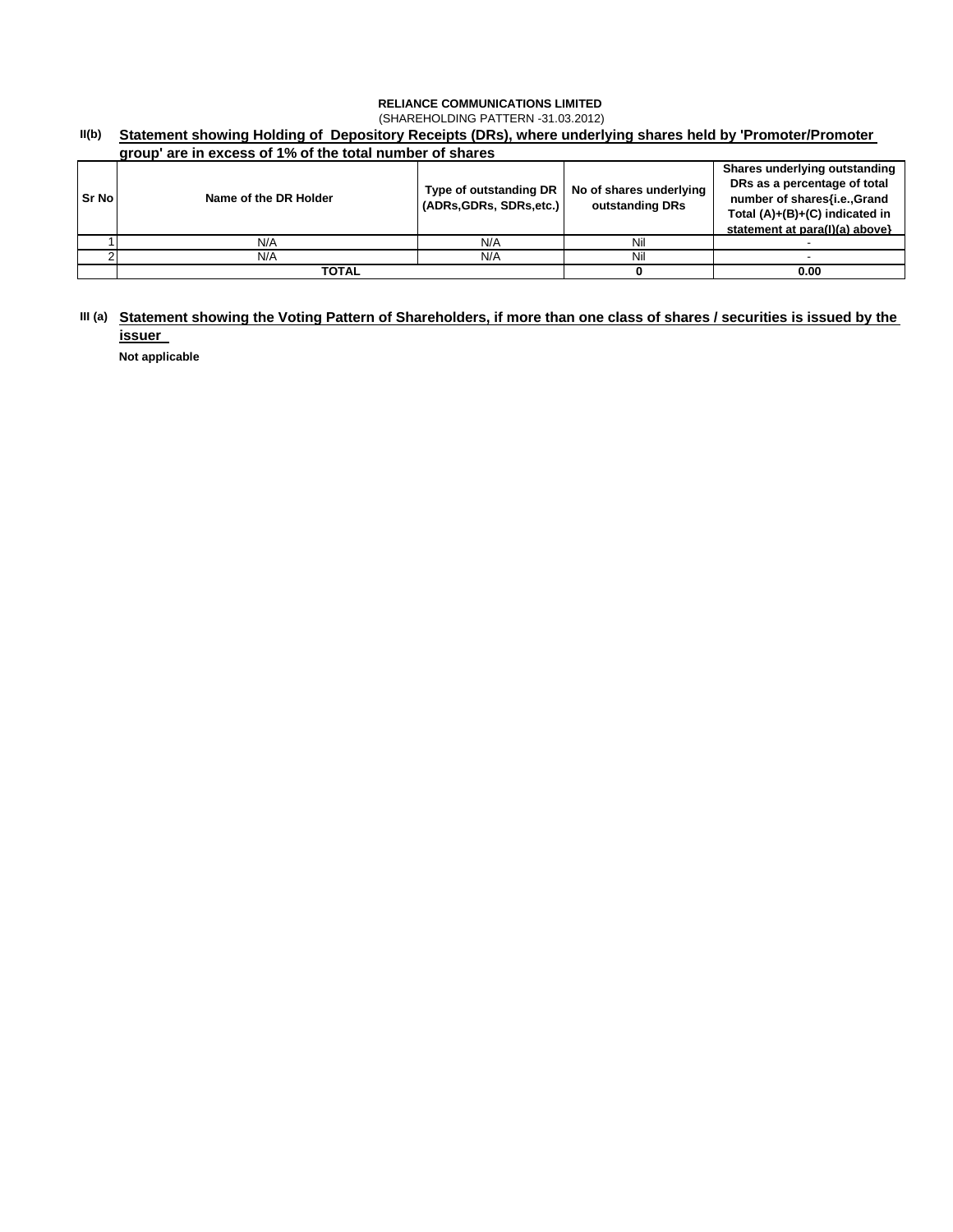**RELIANCE COMMUNICATIONS LIMITED**
(SHAREHOLDING PATTERN -31.03.2012)

### II(b) Statement showing Holding of Depository Receipts (DRs), where underlying shares held by 'Promoter/Promoter group' are in excess of 1% of the total number of shares

| Sr No | Name of the DR Holder | Type of outstanding DR (ADRs,GDRs, SDRs,etc.) | No of shares underlying outstanding DRs | Shares underlying outstanding DRs as a percentage of total number of shares{i.e.,Grand Total (A)+(B)+(C) indicated in statement at para(I)(a) above} |
|---|---|---|---|---|
| 1 | N/A | N/A | Nil | - |
| 2 | N/A | N/A | Nil | - |
| | **TOTAL** | | **0** | **0.00** |

### III (a) Statement showing the Voting Pattern of Shareholders, if more than one class of shares / securities is issued by the issuer

**Not applicable**